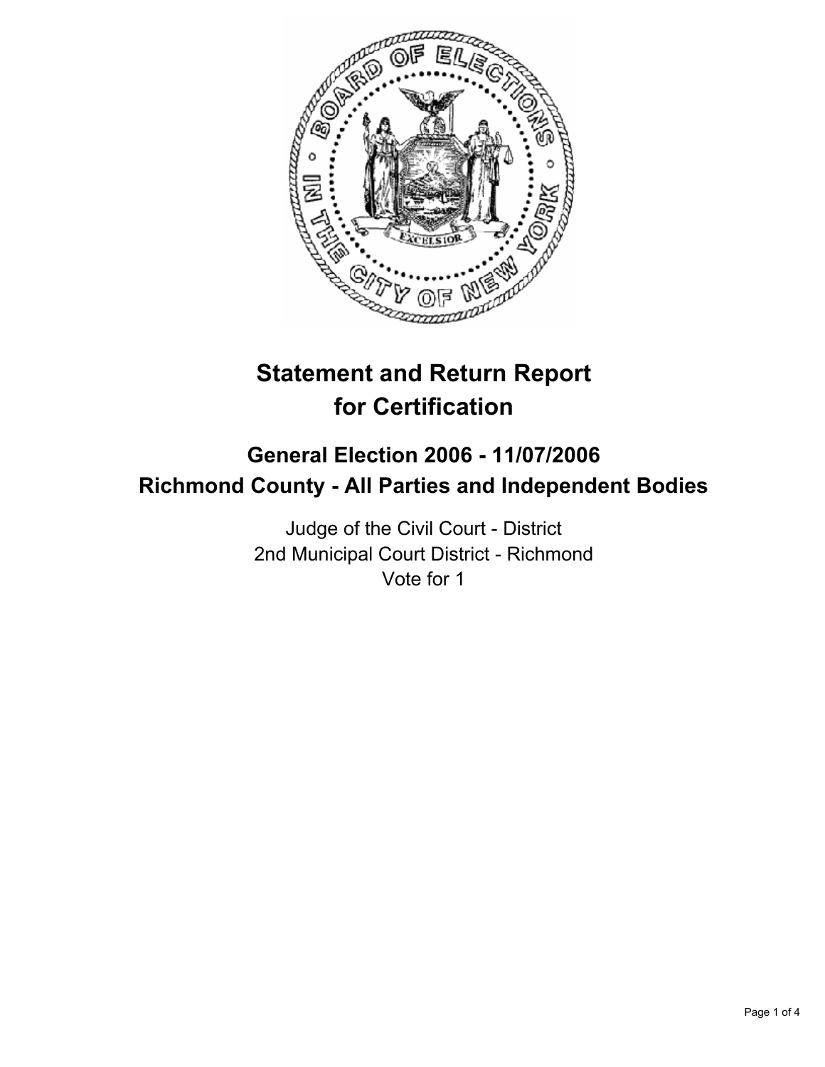# Statement and Return Report for Certification

## General Election 2006 - 11/07/2006
## Richmond County - All Parties and Independent Bodies

Judge of the Civil Court - District
2nd Municipal Court District - Richmond
Vote for 1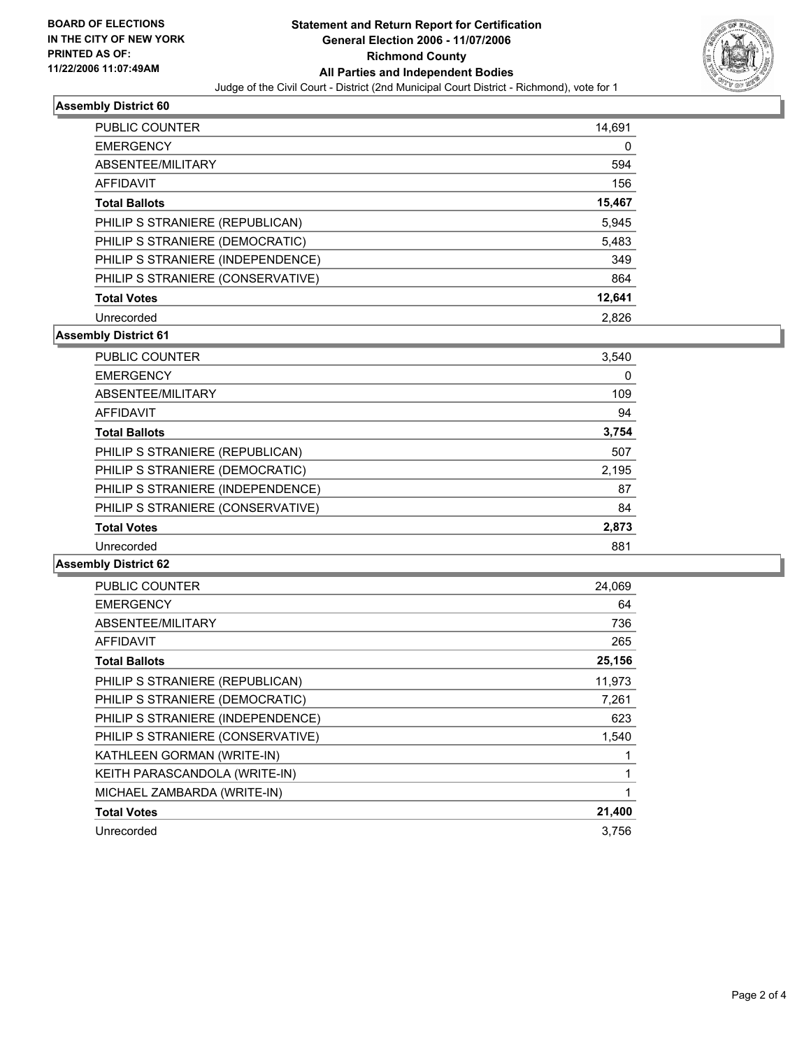**BOARD OF ELECTIONS IN THE CITY OF NEW YORK PRINTED AS OF: 11/22/2006 11:07:49AM**

# Statement and Return Report for Certification
## General Election 2006 - 11/07/2006
## Richmond County
## All Parties and Independent Bodies

Judge of the Civil Court - District (2nd Municipal Court District - Richmond), vote for 1

### Assembly District 60

| | |
|---|---|
| PUBLIC COUNTER | 14,691 |
| EMERGENCY | 0 |
| ABSENTEE/MILITARY | 594 |
| AFFIDAVIT | 156 |
| **Total Ballots** | **15,467** |
| PHILIP S STRANIERE (REPUBLICAN) | 5,945 |
| PHILIP S STRANIERE (DEMOCRATIC) | 5,483 |
| PHILIP S STRANIERE (INDEPENDENCE) | 349 |
| PHILIP S STRANIERE (CONSERVATIVE) | 864 |
| **Total Votes** | **12,641** |
| Unrecorded | 2,826 |

### Assembly District 61

| | |
|---|---|
| PUBLIC COUNTER | 3,540 |
| EMERGENCY | 0 |
| ABSENTEE/MILITARY | 109 |
| AFFIDAVIT | 94 |
| **Total Ballots** | **3,754** |
| PHILIP S STRANIERE (REPUBLICAN) | 507 |
| PHILIP S STRANIERE (DEMOCRATIC) | 2,195 |
| PHILIP S STRANIERE (INDEPENDENCE) | 87 |
| PHILIP S STRANIERE (CONSERVATIVE) | 84 |
| **Total Votes** | **2,873** |
| Unrecorded | 881 |

### Assembly District 62

| | |
|---|---|
| PUBLIC COUNTER | 24,069 |
| EMERGENCY | 64 |
| ABSENTEE/MILITARY | 736 |
| AFFIDAVIT | 265 |
| **Total Ballots** | **25,156** |
| PHILIP S STRANIERE (REPUBLICAN) | 11,973 |
| PHILIP S STRANIERE (DEMOCRATIC) | 7,261 |
| PHILIP S STRANIERE (INDEPENDENCE) | 623 |
| PHILIP S STRANIERE (CONSERVATIVE) | 1,540 |
| KATHLEEN GORMAN (WRITE-IN) | 1 |
| KEITH PARASCANDOLA (WRITE-IN) | 1 |
| MICHAEL ZAMBARDA (WRITE-IN) | 1 |
| **Total Votes** | **21,400** |
| Unrecorded | 3,756 |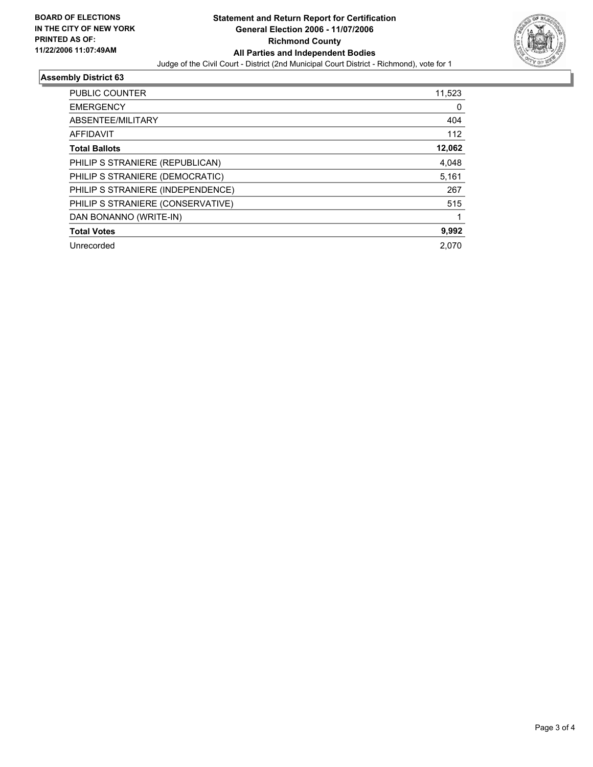**BOARD OF ELECTIONS IN THE CITY OF NEW YORK PRINTED AS OF: 11/22/2006 11:07:49AM**

# Statement and Return Report for Certification
## General Election 2006 - 11/07/2006
## Richmond County
## All Parties and Independent Bodies

Judge of the Civil Court - District (2nd Municipal Court District - Richmond), vote for 1

### Assembly District 63

| | |
|---|---|
| PUBLIC COUNTER | 11,523 |
| EMERGENCY | 0 |
| ABSENTEE/MILITARY | 404 |
| AFFIDAVIT | 112 |
| **Total Ballots** | **12,062** |
| PHILIP S STRANIERE (REPUBLICAN) | 4,048 |
| PHILIP S STRANIERE (DEMOCRATIC) | 5,161 |
| PHILIP S STRANIERE (INDEPENDENCE) | 267 |
| PHILIP S STRANIERE (CONSERVATIVE) | 515 |
| DAN BONANNO (WRITE-IN) | 1 |
| **Total Votes** | **9,992** |
| Unrecorded | 2,070 |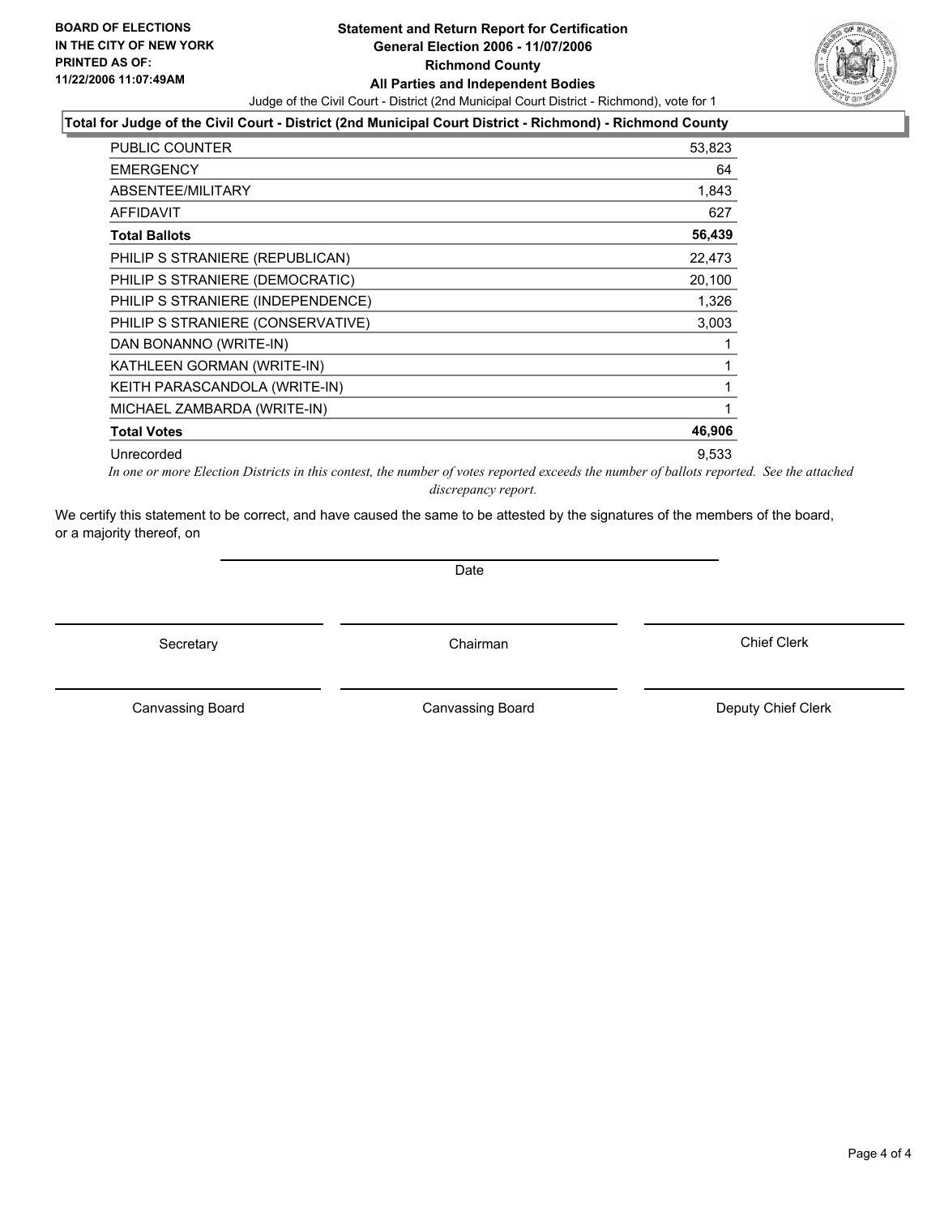**BOARD OF ELECTIONS IN THE CITY OF NEW YORK PRINTED AS OF: 11/22/2006 11:07:49AM**

**Statement and Return Report for Certification**
**General Election 2006 - 11/07/2006**
**Richmond County**
**All Parties and Independent Bodies**

Judge of the Civil Court - District (2nd Municipal Court District - Richmond), vote for 1

**Total for Judge of the Civil Court - District (2nd Municipal Court District - Richmond) - Richmond County**

| | |
|---|---|
| PUBLIC COUNTER | 53,823 |
| EMERGENCY | 64 |
| ABSENTEE/MILITARY | 1,843 |
| AFFIDAVIT | 627 |
| **Total Ballots** | **56,439** |
| PHILIP S STRANIERE (REPUBLICAN) | 22,473 |
| PHILIP S STRANIERE (DEMOCRATIC) | 20,100 |
| PHILIP S STRANIERE (INDEPENDENCE) | 1,326 |
| PHILIP S STRANIERE (CONSERVATIVE) | 3,003 |
| DAN BONANNO (WRITE-IN) | 1 |
| KATHLEEN GORMAN (WRITE-IN) | 1 |
| KEITH PARASCANDOLA (WRITE-IN) | 1 |
| MICHAEL ZAMBARDA (WRITE-IN) | 1 |
| **Total Votes** | **46,906** |
| Unrecorded | 9,533 |

*In one or more Election Districts in this contest, the number of votes reported exceeds the number of ballots reported. See the attached discrepancy report.*

We certify this statement to be correct, and have caused the same to be attested by the signatures of the members of the board, or a majority thereof, on

Date

Secretary

Chairman

Chief Clerk

Canvassing Board

Canvassing Board

Deputy Chief Clerk